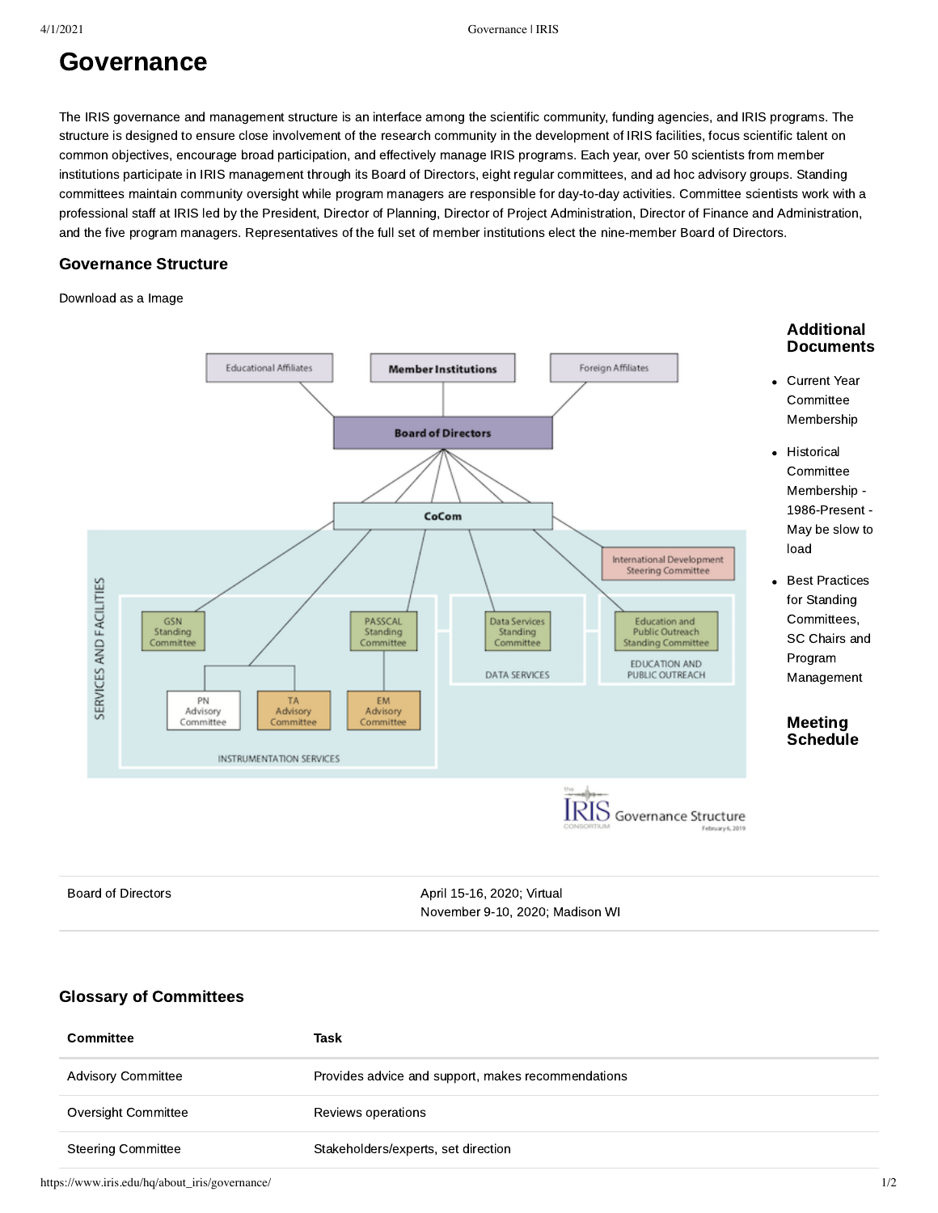# Governance

The IRIS governance and management structure is an interface among the scientific community, funding agencies, and IRIS programs. The structure is designed to ensure close involvement of the research community in the development of IRIS facilities, focus scientific talent on common objectives, encourage broad participation, and effectively manage IRIS programs. Each year, over 50 scientists from member institutions participate in IRIS management through its Board of Directors, eight regular committees, and ad hoc advisory groups. Standing committees maintain community oversight while program managers are responsible for day-to-day activities. Committee scientists work with a professional staff at IRIS led by the President, Director of Planning, Director of Project Administration, Director of Finance and Administration, and the five program managers. Representatives of the full set of member institutions elect the nine-member Board of Directors.

## Governance Structure

Download as a Image

### Additional Documents

- Current Year Committee Membership
- Historical Committee Membership - 1986-Present - May be slow to load
- Best Practices for Standing Committees, SC Chairs and Program Management

### Meeting Schedule

| | |
|---|---|
| Board of Directors | April 15-16, 2020; Virtual<br>November 9-10, 2020; Madison WI |

## Glossary of Committees

| Committee | Task |
|---|---|
| Advisory Committee | Provides advice and support, makes recommendations |
| Oversight Committee | Reviews operations |
| Steering Committee | Stakeholders/experts, set direction |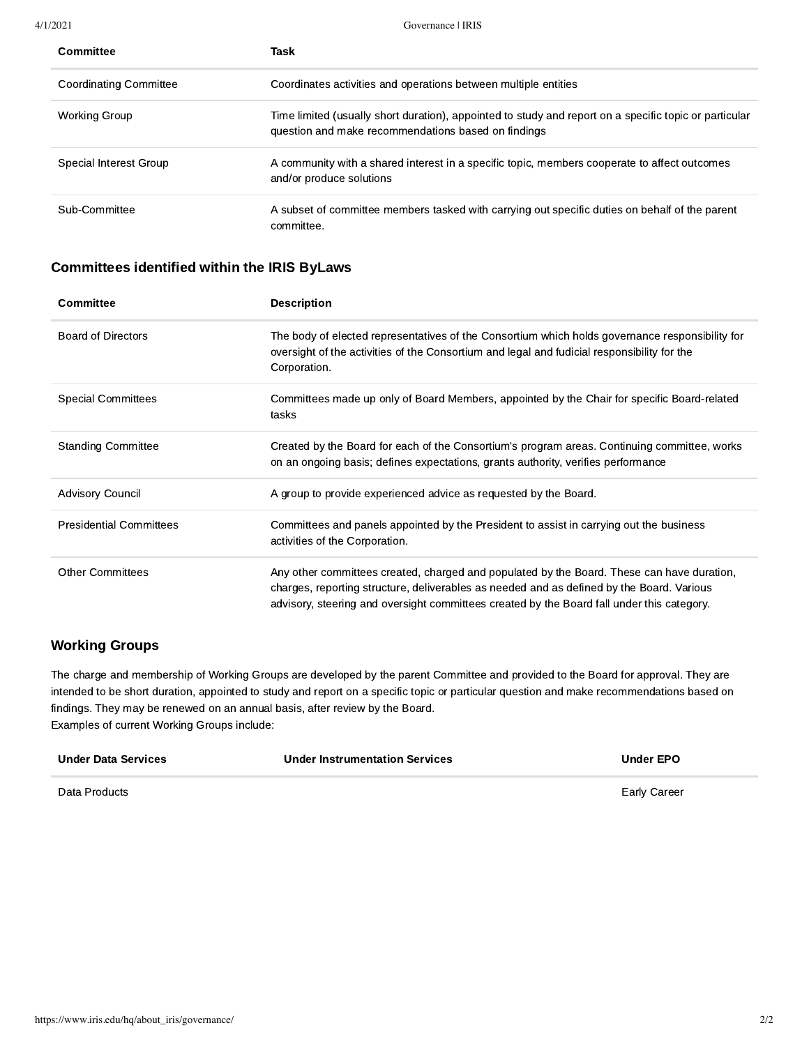| Committee | Task |
| --- | --- |
| Coordinating Committee | Coordinates activities and operations between multiple entities |
| Working Group | Time limited (usually short duration), appointed to study and report on a specific topic or particular question and make recommendations based on findings |
| Special Interest Group | A community with a shared interest in a specific topic, members cooperate to affect outcomes and/or produce solutions |
| Sub-Committee | A subset of committee members tasked with carrying out specific duties on behalf of the parent committee. |

### Committees identified within the IRIS ByLaws

| Committee | Description |
| --- | --- |
| Board of Directors | The body of elected representatives of the Consortium which holds governance responsibility for oversight of the activities of the Consortium and legal and fudicial responsibility for the Corporation. |
| Special Committees | Committees made up only of Board Members, appointed by the Chair for specific Board-related tasks |
| Standing Committee | Created by the Board for each of the Consortium's program areas. Continuing committee, works on an ongoing basis; defines expectations, grants authority, verifies performance |
| Advisory Council | A group to provide experienced advice as requested by the Board. |
| Presidential Committees | Committees and panels appointed by the President to assist in carrying out the business activities of the Corporation. |
| Other Committees | Any other committees created, charged and populated by the Board. These can have duration, charges, reporting structure, deliverables as needed and as defined by the Board. Various advisory, steering and oversight committees created by the Board fall under this category. |

### Working Groups

The charge and membership of Working Groups are developed by the parent Committee and provided to the Board for approval. They are intended to be short duration, appointed to study and report on a specific topic or particular question and make recommendations based on findings. They may be renewed on an annual basis, after review by the Board.
Examples of current Working Groups include:

| Under Data Services | Under Instrumentation Services | Under EPO |
| --- | --- | --- |
| Data Products | | Early Career |